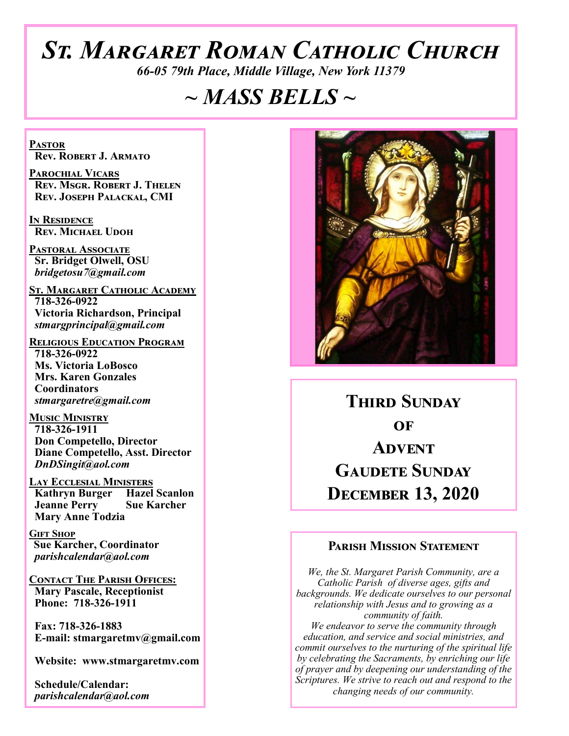# St. Margaret Roman Catholic Church

*66-05 79th Place, Middle Village, New York 11379*

## ~ MASS BELLS ~

**Pastor**
Rev. Robert J. Armato

**Parochial Vicars**
Rev. Msgr. Robert J. Thelen
Rev. Joseph Palackal, CMI

**In Residence**
Rev. Michael Udoh

**Pastoral Associate**
Sr. Bridget Olwell, OSU
*bridgetosu7@gmail.com*

**St. Margaret Catholic Academy**
718-326-0922
Victoria Richardson, Principal
*stmargprincipal@gmail.com*

**Religious Education Program**
718-326-0922
Ms. Victoria LoBosco
Mrs. Karen Gonzales
Coordinators
*stmargaretre@gmail.com*

**Music Ministry**
718-326-1911
Don Competello, Director
Diane Competello, Asst. Director
*DnDSingit@aol.com*

**Lay Ecclesial Ministers**
Kathryn Burger
Hazel Scanlon
Jeanne Perry
Sue Karcher
Mary Anne Todzia

**Gift Shop**
Sue Karcher, Coordinator
*parishcalendar@aol.com*

**Contact The Parish Offices:**
Mary Pascale, Receptionist
Phone: 718-326-1911

Fax: 718-326-1883
E-mail: stmargaretmv@gmail.com

Website: www.stmargaretmv.com

Schedule/Calendar:
*parishcalendar@aol.com*

## Third Sunday of Advent
## Gaudete Sunday
## December 13, 2020

### Parish Mission Statement

*We, the St. Margaret Parish Community, are a Catholic Parish of diverse ages, gifts and backgrounds. We dedicate ourselves to our personal relationship with Jesus and to growing as a community of faith.*
*We endeavor to serve the community through education, and service and social ministries, and commit ourselves to the nurturing of the spiritual life by celebrating the Sacraments, by enriching our life of prayer and by deepening our understanding of the Scriptures. We strive to reach out and respond to the changing needs of our community.*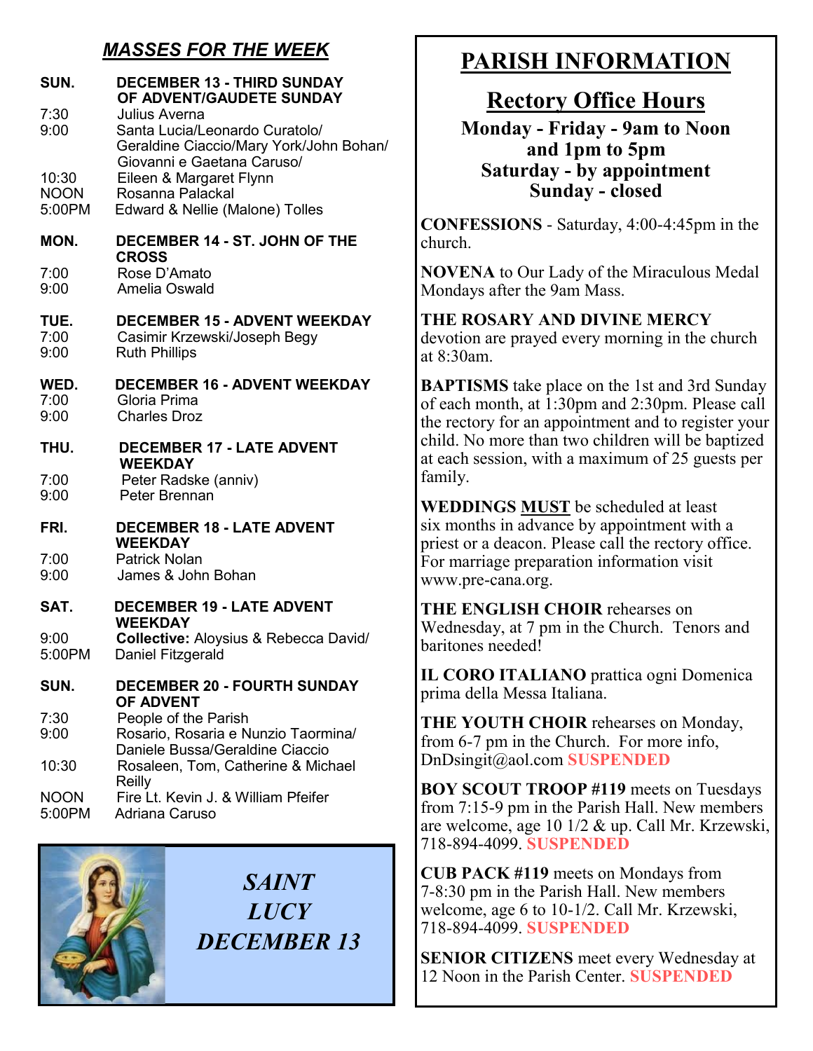## *MASSES FOR THE WEEK*

**SUN. DECEMBER 13 - THIRD SUNDAY OF ADVENT/GAUDETE SUNDAY**

| | |
|---|---|
| 7:30 | Julius Averna |
| 9:00 | Santa Lucia/Leonardo Curatolo/ Geraldine Ciaccio/Mary York/John Bohan/ Giovanni e Gaetana Caruso/ |
| 10:30 | Eileen & Margaret Flynn |
| NOON | Rosanna Palackal |
| 5:00PM | Edward & Nellie (Malone) Tolles |

**MON. DECEMBER 14 - ST. JOHN OF THE CROSS**

| | |
|---|---|
| 7:00 | Rose D'Amato |
| 9:00 | Amelia Oswald |

**TUE. DECEMBER 15 - ADVENT WEEKDAY**

| | |
|---|---|
| 7:00 | Casimir Krzewski/Joseph Begy |
| 9:00 | Ruth Phillips |

**WED. DECEMBER 16 - ADVENT WEEKDAY**

| | |
|---|---|
| 7:00 | Gloria Prima |
| 9:00 | Charles Droz |

**THU. DECEMBER 17 - LATE ADVENT WEEKDAY**

| | |
|---|---|
| 7:00 | Peter Radske (anniv) |
| 9:00 | Peter Brennan |

**FRI. DECEMBER 18 - LATE ADVENT WEEKDAY**

| | |
|---|---|
| 7:00 | Patrick Nolan |
| 9:00 | James & John Bohan |

**SAT. DECEMBER 19 - LATE ADVENT WEEKDAY**

| | |
|---|---|
| 9:00 | **Collective:** Aloysius & Rebecca David/ |
| 5:00PM | Daniel Fitzgerald |

**SUN. DECEMBER 20 - FOURTH SUNDAY OF ADVENT**

| | |
|---|---|
| 7:30 | People of the Parish |
| 9:00 | Rosario, Rosaria e Nunzio Taormina/ Daniele Bussa/Geraldine Ciaccio |
| 10:30 | Rosaleen, Tom, Catherine & Michael Reilly |
| NOON | Fire Lt. Kevin J. & William Pfeifer |
| 5:00PM | Adriana Caruso |

*SAINT LUCY DECEMBER 13*

# PARISH INFORMATION

## Rectory Office Hours

**Monday - Friday - 9am to Noon and 1pm to 5pm**
**Saturday - by appointment**
**Sunday - closed**

**CONFESSIONS** - Saturday, 4:00-4:45pm in the church.

**NOVENA** to Our Lady of the Miraculous Medal Mondays after the 9am Mass.

**THE ROSARY AND DIVINE MERCY** devotion are prayed every morning in the church at 8:30am.

**BAPTISMS** take place on the 1st and 3rd Sunday of each month, at 1:30pm and 2:30pm. Please call the rectory for an appointment and to register your child. No more than two children will be baptized at each session, with a maximum of 25 guests per family.

**WEDDINGS MUST** be scheduled at least six months in advance by appointment with a priest or a deacon. Please call the rectory office. For marriage preparation information visit www.pre-cana.org.

**THE ENGLISH CHOIR** rehearses on Wednesday, at 7 pm in the Church. Tenors and baritones needed!

**IL CORO ITALIANO** prattica ogni Domenica prima della Messa Italiana.

**THE YOUTH CHOIR** rehearses on Monday, from 6-7 pm in the Church. For more info, DnDsingit@aol.com **SUSPENDED**

**BOY SCOUT TROOP #119** meets on Tuesdays from 7:15-9 pm in the Parish Hall. New members are welcome, age 10 1/2 & up. Call Mr. Krzewski, 718-894-4099. **SUSPENDED**

**CUB PACK #119** meets on Mondays from 7-8:30 pm in the Parish Hall. New members welcome, age 6 to 10-1/2. Call Mr. Krzewski, 718-894-4099. **SUSPENDED**

**SENIOR CITIZENS** meet every Wednesday at 12 Noon in the Parish Center. **SUSPENDED**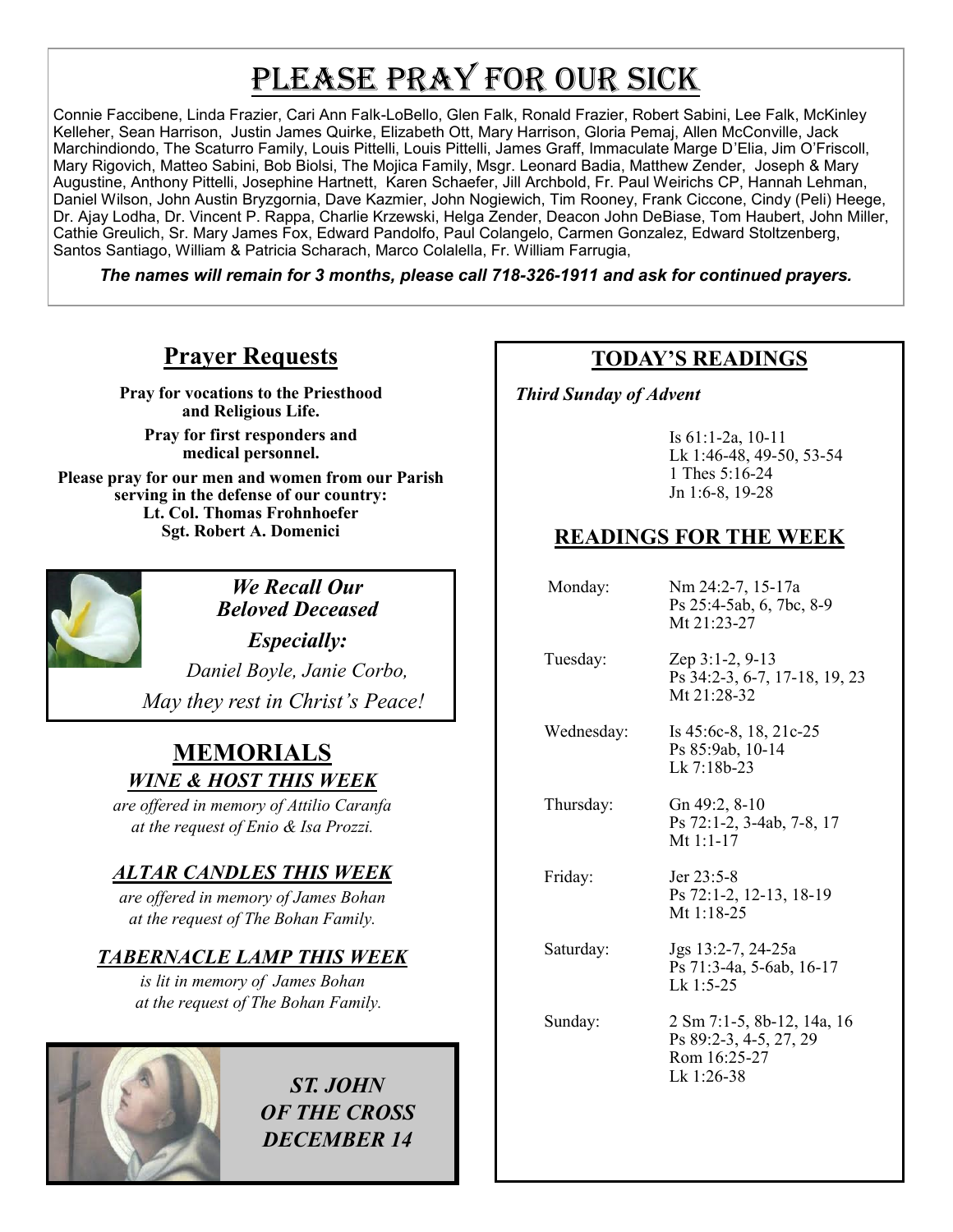# Please Pray for Our Sick

Connie Faccibene, Linda Frazier, Cari Ann Falk-LoBello, Glen Falk, Ronald Frazier, Robert Sabini, Lee Falk, McKinley Kelleher, Sean Harrison, Justin James Quirke, Elizabeth Ott, Mary Harrison, Gloria Pemaj, Allen McConville, Jack Marchindiondo, The Scaturro Family, Louis Pittelli, Louis Pittelli, James Graff, Immaculate Marge D'Elia, Jim O'Friscoll, Mary Rigovich, Matteo Sabini, Bob Biolsi, The Mojica Family, Msgr. Leonard Badia, Matthew Zender, Joseph & Mary Augustine, Anthony Pittelli, Josephine Hartnett, Karen Schaefer, Jill Archbold, Fr. Paul Weirichs CP, Hannah Lehman, Daniel Wilson, John Austin Bryzgornia, Dave Kazmier, John Nogiewich, Tim Rooney, Frank Ciccone, Cindy (Peli) Heege, Dr. Ajay Lodha, Dr. Vincent P. Rappa, Charlie Krzewski, Helga Zender, Deacon John DeBiase, Tom Haubert, John Miller, Cathie Greulich, Sr. Mary James Fox, Edward Pandolfo, Paul Colangelo, Carmen Gonzalez, Edward Stoltzenberg, Santos Santiago, William & Patricia Scharach, Marco Colalella, Fr. William Farrugia,

***The names will remain for 3 months, please call 718-326-1911 and ask for continued prayers.***

## Prayer Requests

**Pray for vocations to the Priesthood and Religious Life.**

**Pray for first responders and medical personnel.**

**Please pray for our men and women from our Parish serving in the defense of our country:**
**Lt. Col. Thomas Frohnhoefer**
**Sgt. Robert A. Domenici**

***We Recall Our Beloved Deceased***

***Especially:***

*Daniel Boyle, Janie Corbo,*

*May they rest in Christ's Peace!*

## MEMORIALS

### *WINE & HOST THIS WEEK*

*are offered in memory of Attilio Caranfa at the request of Enio & Isa Prozzi.*

### *ALTAR CANDLES THIS WEEK*

*are offered in memory of James Bohan at the request of The Bohan Family.*

### *TABERNACLE LAMP THIS WEEK*

*is lit in memory of James Bohan at the request of The Bohan Family.*

***ST. JOHN OF THE CROSS DECEMBER 14***

## TODAY'S READINGS

***Third Sunday of Advent***

Is 61:1-2a, 10-11
Lk 1:46-48, 49-50, 53-54
1 Thes 5:16-24
Jn 1:6-8, 19-28

## READINGS FOR THE WEEK

| | |
|---|---|
| Monday: | Nm 24:2-7, 15-17a<br>Ps 25:4-5ab, 6, 7bc, 8-9<br>Mt 21:23-27 |
| Tuesday: | Zep 3:1-2, 9-13<br>Ps 34:2-3, 6-7, 17-18, 19, 23<br>Mt 21:28-32 |
| Wednesday: | Is 45:6c-8, 18, 21c-25<br>Ps 85:9ab, 10-14<br>Lk 7:18b-23 |
| Thursday: | Gn 49:2, 8-10<br>Ps 72:1-2, 3-4ab, 7-8, 17<br>Mt 1:1-17 |
| Friday: | Jer 23:5-8<br>Ps 72:1-2, 12-13, 18-19<br>Mt 1:18-25 |
| Saturday: | Jgs 13:2-7, 24-25a<br>Ps 71:3-4a, 5-6ab, 16-17<br>Lk 1:5-25 |
| Sunday: | 2 Sm 7:1-5, 8b-12, 14a, 16<br>Ps 89:2-3, 4-5, 27, 29<br>Rom 16:25-27<br>Lk 1:26-38 |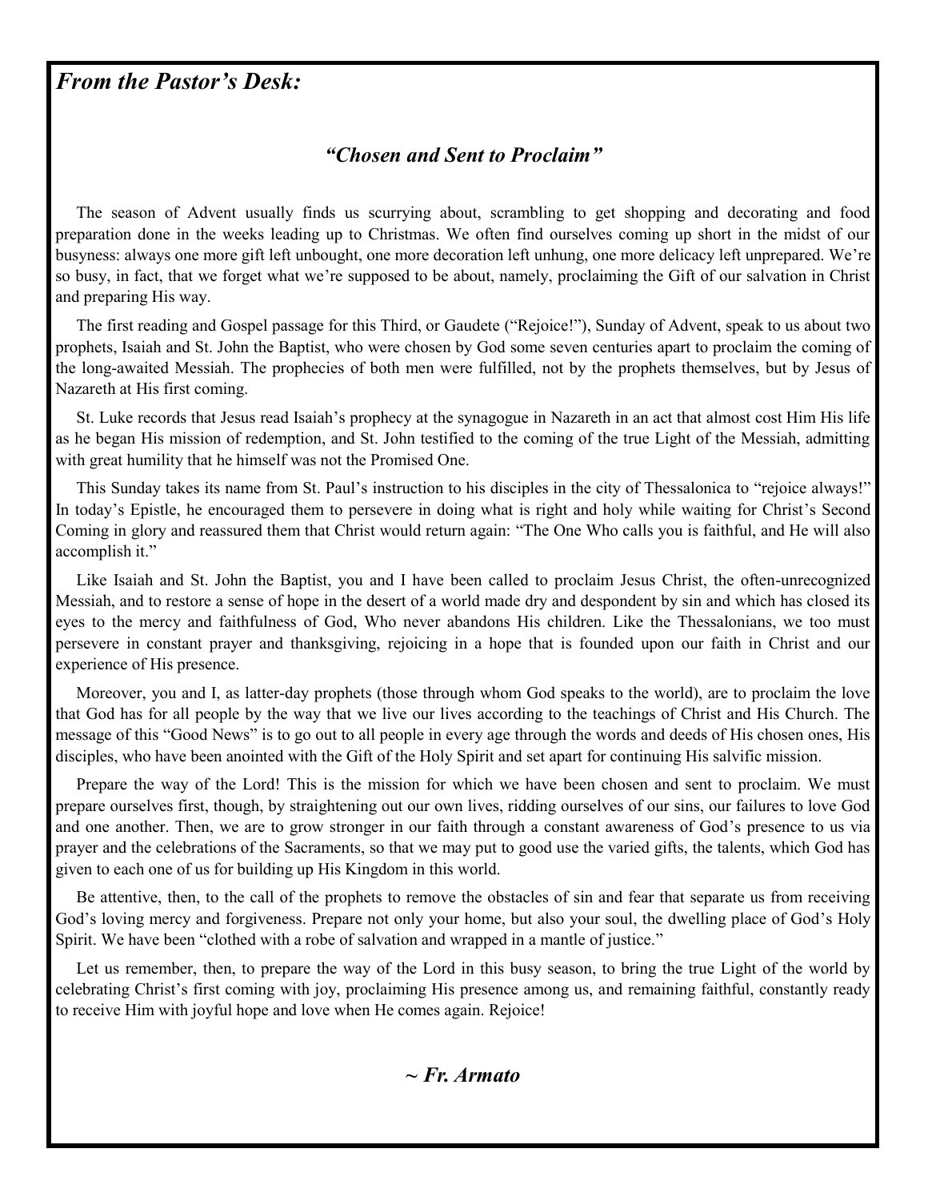## *From the Pastor's Desk:*

### *"Chosen and Sent to Proclaim"*

The season of Advent usually finds us scurrying about, scrambling to get shopping and decorating and food preparation done in the weeks leading up to Christmas. We often find ourselves coming up short in the midst of our busyness: always one more gift left unbought, one more decoration left unhung, one more delicacy left unprepared. We're so busy, in fact, that we forget what we're supposed to be about, namely, proclaiming the Gift of our salvation in Christ and preparing His way.

The first reading and Gospel passage for this Third, or Gaudete ("Rejoice!"), Sunday of Advent, speak to us about two prophets, Isaiah and St. John the Baptist, who were chosen by God some seven centuries apart to proclaim the coming of the long-awaited Messiah. The prophecies of both men were fulfilled, not by the prophets themselves, but by Jesus of Nazareth at His first coming.

St. Luke records that Jesus read Isaiah's prophecy at the synagogue in Nazareth in an act that almost cost Him His life as he began His mission of redemption, and St. John testified to the coming of the true Light of the Messiah, admitting with great humility that he himself was not the Promised One.

This Sunday takes its name from St. Paul's instruction to his disciples in the city of Thessalonica to "rejoice always!" In today's Epistle, he encouraged them to persevere in doing what is right and holy while waiting for Christ's Second Coming in glory and reassured them that Christ would return again: "The One Who calls you is faithful, and He will also accomplish it."

Like Isaiah and St. John the Baptist, you and I have been called to proclaim Jesus Christ, the often-unrecognized Messiah, and to restore a sense of hope in the desert of a world made dry and despondent by sin and which has closed its eyes to the mercy and faithfulness of God, Who never abandons His children. Like the Thessalonians, we too must persevere in constant prayer and thanksgiving, rejoicing in a hope that is founded upon our faith in Christ and our experience of His presence.

Moreover, you and I, as latter-day prophets (those through whom God speaks to the world), are to proclaim the love that God has for all people by the way that we live our lives according to the teachings of Christ and His Church. The message of this "Good News" is to go out to all people in every age through the words and deeds of His chosen ones, His disciples, who have been anointed with the Gift of the Holy Spirit and set apart for continuing His salvific mission.

Prepare the way of the Lord! This is the mission for which we have been chosen and sent to proclaim. We must prepare ourselves first, though, by straightening out our own lives, ridding ourselves of our sins, our failures to love God and one another. Then, we are to grow stronger in our faith through a constant awareness of God's presence to us via prayer and the celebrations of the Sacraments, so that we may put to good use the varied gifts, the talents, which God has given to each one of us for building up His Kingdom in this world.

Be attentive, then, to the call of the prophets to remove the obstacles of sin and fear that separate us from receiving God's loving mercy and forgiveness. Prepare not only your home, but also your soul, the dwelling place of God's Holy Spirit. We have been "clothed with a robe of salvation and wrapped in a mantle of justice."

Let us remember, then, to prepare the way of the Lord in this busy season, to bring the true Light of the world by celebrating Christ's first coming with joy, proclaiming His presence among us, and remaining faithful, constantly ready to receive Him with joyful hope and love when He comes again. Rejoice!

***~ Fr. Armato***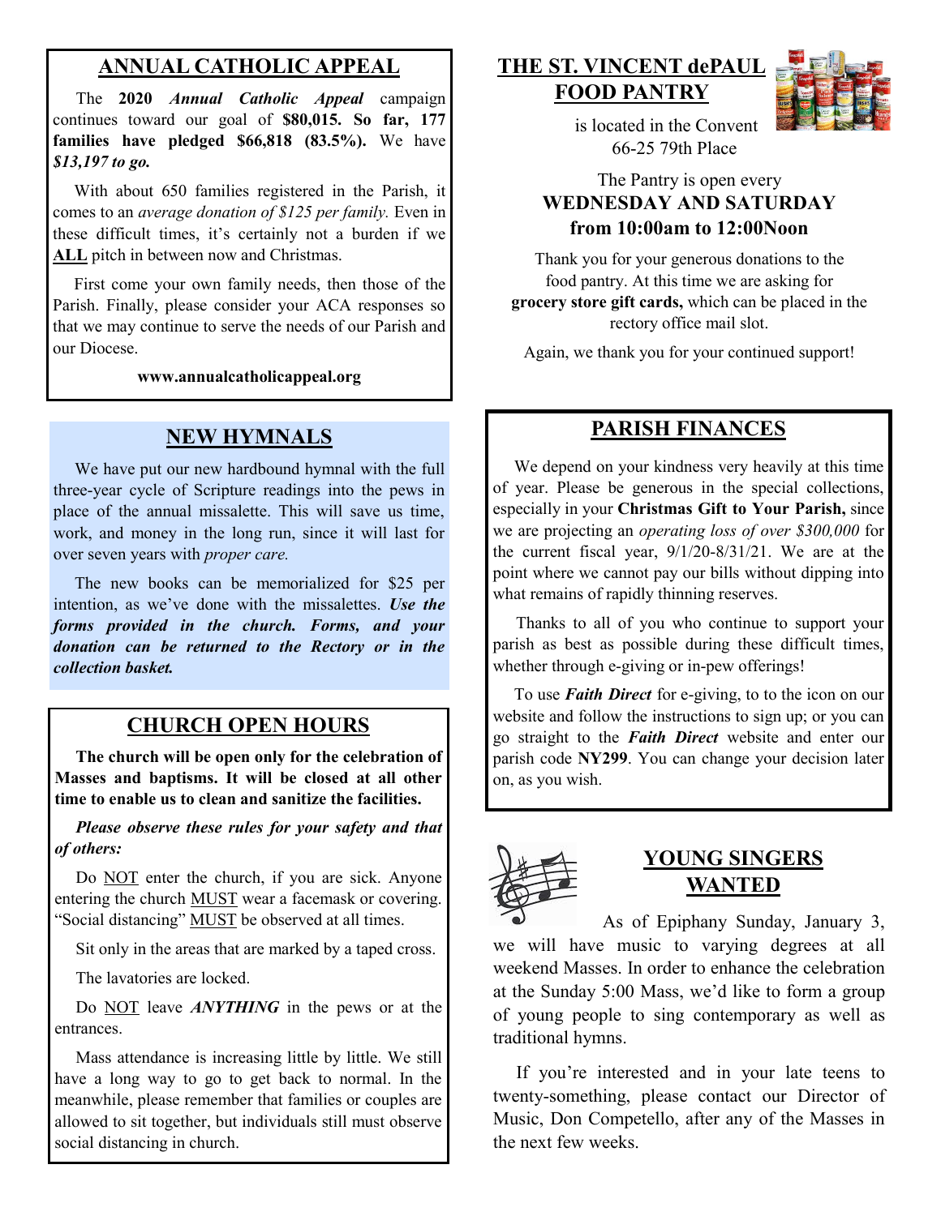## ANNUAL CATHOLIC APPEAL

The **2020** ***Annual Catholic Appeal*** campaign continues toward our goal of **$80,015. So far, 177 families have pledged $66,818 (83.5%).** We have ***$13,197 to go.***

With about 650 families registered in the Parish, it comes to an *average donation of $125 per family.* Even in these difficult times, it's certainly not a burden if we **ALL** pitch in between now and Christmas.

First come your own family needs, then those of the Parish. Finally, please consider your ACA responses so that we may continue to serve the needs of our Parish and our Diocese.

**www.annualcatholicappeal.org**

## NEW HYMNALS

We have put our new hardbound hymnal with the full three-year cycle of Scripture readings into the pews in place of the annual missalette. This will save us time, work, and money in the long run, since it will last for over seven years with *proper care.*

The new books can be memorialized for $25 per intention, as we've done with the missalettes. ***Use the forms provided in the church. Forms, and your donation can be returned to the Rectory or in the collection basket.***

## CHURCH OPEN HOURS

**The church will be open only for the celebration of Masses and baptisms. It will be closed at all other time to enable us to clean and sanitize the facilities.**

***Please observe these rules for your safety and that of others:***

Do NOT enter the church, if you are sick. Anyone entering the church MUST wear a facemask or covering. "Social distancing" MUST be observed at all times.

Sit only in the areas that are marked by a taped cross.

The lavatories are locked.

Do NOT leave ***ANYTHING*** in the pews or at the entrances.

Mass attendance is increasing little by little. We still have a long way to go to get back to normal. In the meanwhile, please remember that families or couples are allowed to sit together, but individuals still must observe social distancing in church.

## THE ST. VINCENT dePAUL FOOD PANTRY

is located in the Convent
66-25 79th Place

The Pantry is open every
**WEDNESDAY AND SATURDAY**
**from 10:00am to 12:00Noon**

Thank you for your generous donations to the food pantry. At this time we are asking for **grocery store gift cards,** which can be placed in the rectory office mail slot.

Again, we thank you for your continued support!

## PARISH FINANCES

We depend on your kindness very heavily at this time of year. Please be generous in the special collections, especially in your **Christmas Gift to Your Parish,** since we are projecting an *operating loss of over $300,000* for the current fiscal year, 9/1/20-8/31/21. We are at the point where we cannot pay our bills without dipping into what remains of rapidly thinning reserves.

Thanks to all of you who continue to support your parish as best as possible during these difficult times, whether through e-giving or in-pew offerings!

To use ***Faith Direct*** for e-giving, to to the icon on our website and follow the instructions to sign up; or you can go straight to the ***Faith Direct*** website and enter our parish code **NY299**. You can change your decision later on, as you wish.

## YOUNG SINGERS WANTED

As of Epiphany Sunday, January 3, we will have music to varying degrees at all weekend Masses. In order to enhance the celebration at the Sunday 5:00 Mass, we'd like to form a group of young people to sing contemporary as well as traditional hymns.

If you're interested and in your late teens to twenty-something, please contact our Director of Music, Don Competello, after any of the Masses in the next few weeks.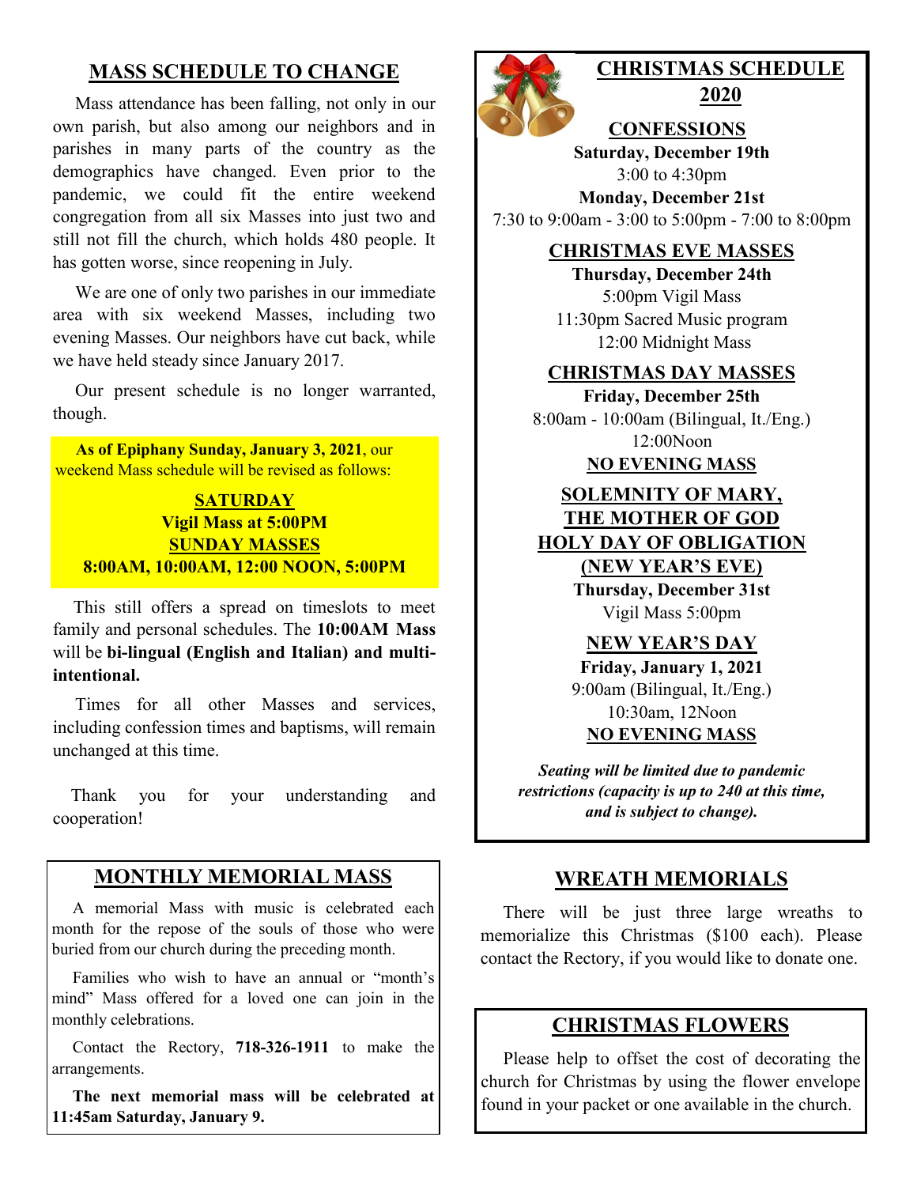## MASS SCHEDULE TO CHANGE

Mass attendance has been falling, not only in our own parish, but also among our neighbors and in parishes in many parts of the country as the demographics have changed. Even prior to the pandemic, we could fit the entire weekend congregation from all six Masses into just two and still not fill the church, which holds 480 people. It has gotten worse, since reopening in July.

We are one of only two parishes in our immediate area with six weekend Masses, including two evening Masses. Our neighbors have cut back, while we have held steady since January 2017.

Our present schedule is no longer warranted, though.

**As of Epiphany Sunday, January 3, 2021**, our weekend Mass schedule will be revised as follows:

**SATURDAY**
**Vigil Mass at 5:00PM**
**SUNDAY MASSES**
**8:00AM, 10:00AM, 12:00 NOON, 5:00PM**

This still offers a spread on timeslots to meet family and personal schedules. The **10:00AM Mass** will be **bi-lingual (English and Italian) and multi-intentional.**

Times for all other Masses and services, including confession times and baptisms, will remain unchanged at this time.

Thank you for your understanding and cooperation!

## MONTHLY MEMORIAL MASS

A memorial Mass with music is celebrated each month for the repose of the souls of those who were buried from our church during the preceding month.

Families who wish to have an annual or "month's mind" Mass offered for a loved one can join in the monthly celebrations.

Contact the Rectory, **718-326-1911** to make the arrangements.

**The next memorial mass will be celebrated at 11:45am Saturday, January 9.**

## CHRISTMAS SCHEDULE 2020

### CONFESSIONS

**Saturday, December 19th**
3:00 to 4:30pm
**Monday, December 21st**
7:30 to 9:00am - 3:00 to 5:00pm - 7:00 to 8:00pm

### CHRISTMAS EVE MASSES

**Thursday, December 24th**
5:00pm Vigil Mass
11:30pm Sacred Music program
12:00 Midnight Mass

### CHRISTMAS DAY MASSES

**Friday, December 25th**
8:00am - 10:00am (Bilingual, It./Eng.)
12:00Noon
**NO EVENING MASS**

### SOLEMNITY OF MARY, THE MOTHER OF GOD HOLY DAY OF OBLIGATION (NEW YEAR'S EVE)

**Thursday, December 31st**
Vigil Mass 5:00pm

### NEW YEAR'S DAY

**Friday, January 1, 2021**
9:00am (Bilingual, It./Eng.)
10:30am, 12Noon
**NO EVENING MASS**

***Seating will be limited due to pandemic restrictions (capacity is up to 240 at this time, and is subject to change).***

## WREATH MEMORIALS

There will be just three large wreaths to memorialize this Christmas ($100 each). Please contact the Rectory, if you would like to donate one.

## CHRISTMAS FLOWERS

Please help to offset the cost of decorating the church for Christmas by using the flower envelope found in your packet or one available in the church.